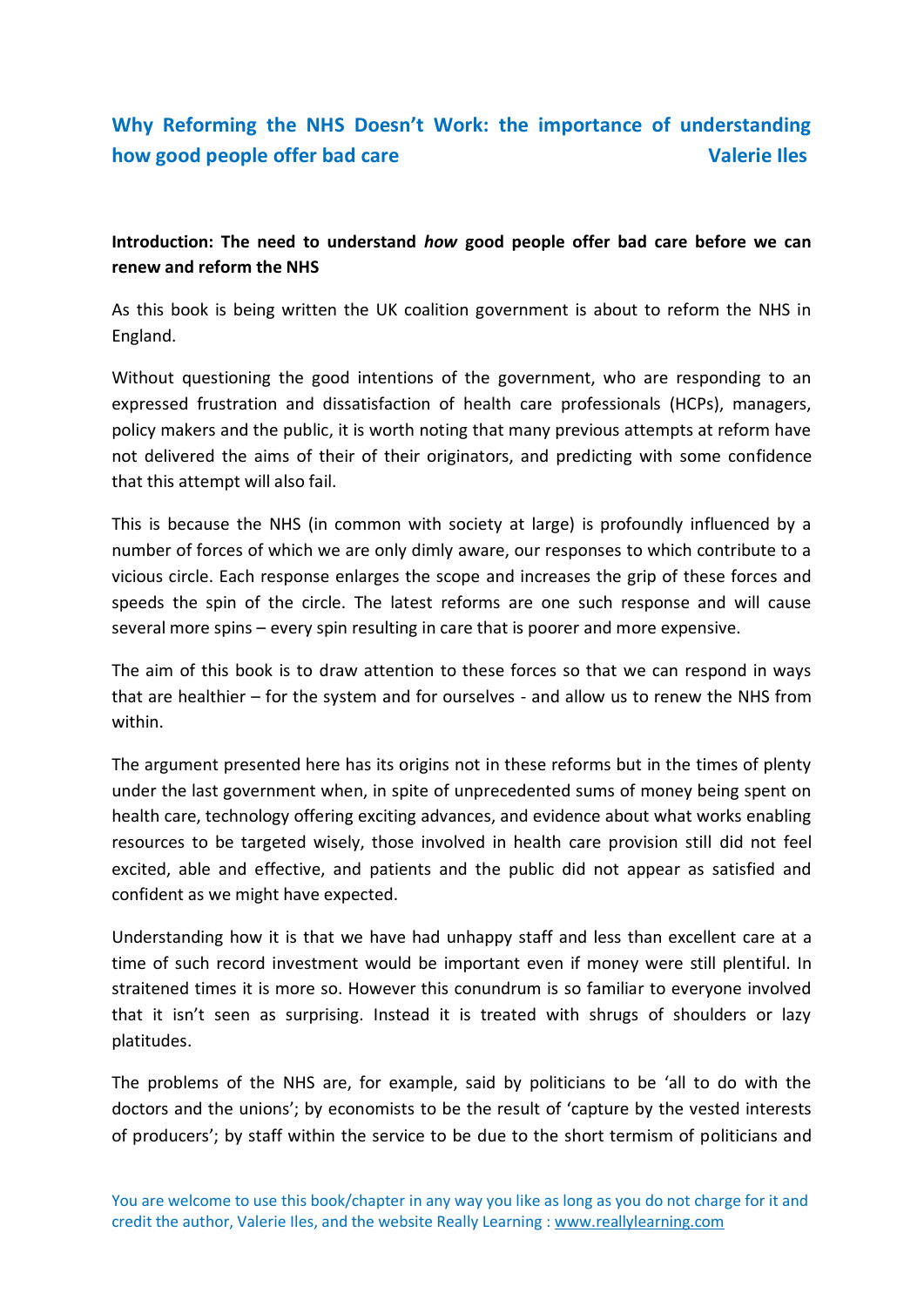# Why Reforming the NHS Doesn't Work: the importance of understanding how good people offer bad care

**Valerie Iles**

**Introduction: The need to understand *how* good people offer bad care before we can renew and reform the NHS**

As this book is being written the UK coalition government is about to reform the NHS in England.

Without questioning the good intentions of the government, who are responding to an expressed frustration and dissatisfaction of health care professionals (HCPs), managers, policy makers and the public, it is worth noting that many previous attempts at reform have not delivered the aims of their of their originators, and predicting with some confidence that this attempt will also fail.

This is because the NHS (in common with society at large) is profoundly influenced by a number of forces of which we are only dimly aware, our responses to which contribute to a vicious circle. Each response enlarges the scope and increases the grip of these forces and speeds the spin of the circle. The latest reforms are one such response and will cause several more spins – every spin resulting in care that is poorer and more expensive.

The aim of this book is to draw attention to these forces so that we can respond in ways that are healthier – for the system and for ourselves - and allow us to renew the NHS from within.

The argument presented here has its origins not in these reforms but in the times of plenty under the last government when, in spite of unprecedented sums of money being spent on health care, technology offering exciting advances, and evidence about what works enabling resources to be targeted wisely, those involved in health care provision still did not feel excited, able and effective, and patients and the public did not appear as satisfied and confident as we might have expected.

Understanding how it is that we have had unhappy staff and less than excellent care at a time of such record investment would be important even if money were still plentiful. In straitened times it is more so. However this conundrum is so familiar to everyone involved that it isn't seen as surprising. Instead it is treated with shrugs of shoulders or lazy platitudes.

The problems of the NHS are, for example, said by politicians to be 'all to do with the doctors and the unions'; by economists to be the result of 'capture by the vested interests of producers'; by staff within the service to be due to the short termism of politicians and

You are welcome to use this book/chapter in any way you like as long as you do not charge for it and credit the author, Valerie Iles, and the website Really Learning : www.reallylearning.com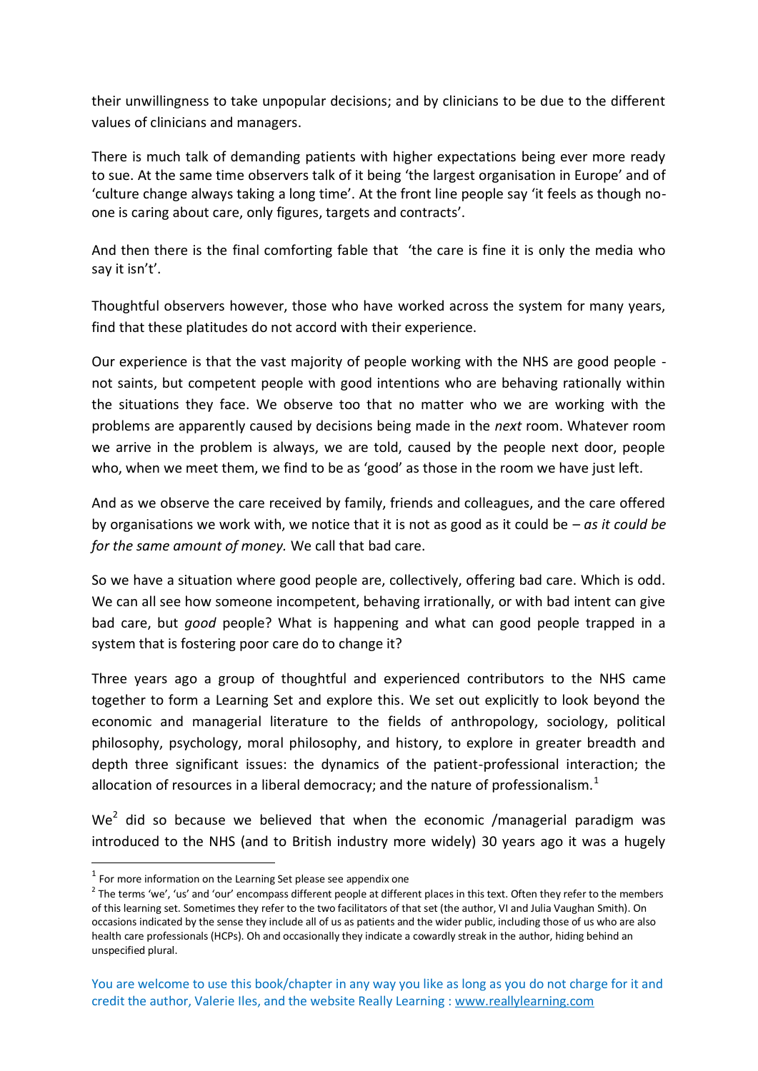their unwillingness to take unpopular decisions; and by clinicians to be due to the different values of clinicians and managers.

There is much talk of demanding patients with higher expectations being ever more ready to sue. At the same time observers talk of it being 'the largest organisation in Europe' and of 'culture change always taking a long time'. At the front line people say 'it feels as though no-one is caring about care, only figures, targets and contracts'.

And then there is the final comforting fable that 'the care is fine it is only the media who say it isn't'.

Thoughtful observers however, those who have worked across the system for many years, find that these platitudes do not accord with their experience.

Our experience is that the vast majority of people working with the NHS are good people - not saints, but competent people with good intentions who are behaving rationally within the situations they face. We observe too that no matter who we are working with the problems are apparently caused by decisions being made in the *next* room. Whatever room we arrive in the problem is always, we are told, caused by the people next door, people who, when we meet them, we find to be as 'good' as those in the room we have just left.

And as we observe the care received by family, friends and colleagues, and the care offered by organisations we work with, we notice that it is not as good as it could be – *as it could be for the same amount of money.* We call that bad care.

So we have a situation where good people are, collectively, offering bad care. Which is odd. We can all see how someone incompetent, behaving irrationally, or with bad intent can give bad care, but *good* people? What is happening and what can good people trapped in a system that is fostering poor care do to change it?

Three years ago a group of thoughtful and experienced contributors to the NHS came together to form a Learning Set and explore this. We set out explicitly to look beyond the economic and managerial literature to the fields of anthropology, sociology, political philosophy, psychology, moral philosophy, and history, to explore in greater breadth and depth three significant issues: the dynamics of the patient-professional interaction; the allocation of resources in a liberal democracy; and the nature of professionalism.[1]

We[2] did so because we believed that when the economic /managerial paradigm was introduced to the NHS (and to British industry more widely) 30 years ago it was a hugely

---

[1] For more information on the Learning Set please see appendix one

[2] The terms 'we', 'us' and 'our' encompass different people at different places in this text. Often they refer to the members of this learning set. Sometimes they refer to the two facilitators of that set (the author, VI and Julia Vaughan Smith). On occasions indicated by the sense they include all of us as patients and the wider public, including those of us who are also health care professionals (HCPs). Oh and occasionally they indicate a cowardly streak in the author, hiding behind an unspecified plural.

You are welcome to use this book/chapter in any way you like as long as you do not charge for it and credit the author, Valerie Iles, and the website Really Learning : www.reallylearning.com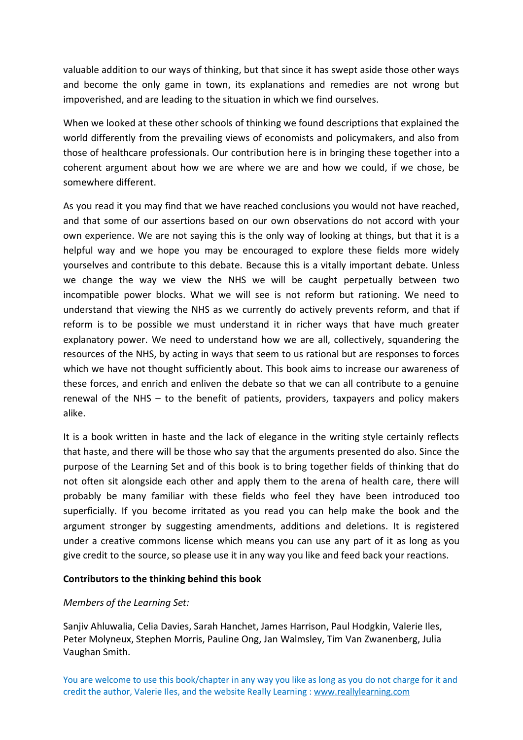valuable addition to our ways of thinking, but that since it has swept aside those other ways and become the only game in town, its explanations and remedies are not wrong but impoverished, and are leading to the situation in which we find ourselves.

When we looked at these other schools of thinking we found descriptions that explained the world differently from the prevailing views of economists and policymakers, and also from those of healthcare professionals. Our contribution here is in bringing these together into a coherent argument about how we are where we are and how we could, if we chose, be somewhere different.

As you read it you may find that we have reached conclusions you would not have reached, and that some of our assertions based on our own observations do not accord with your own experience. We are not saying this is the only way of looking at things, but that it is a helpful way and we hope you may be encouraged to explore these fields more widely yourselves and contribute to this debate. Because this is a vitally important debate. Unless we change the way we view the NHS we will be caught perpetually between two incompatible power blocks. What we will see is not reform but rationing. We need to understand that viewing the NHS as we currently do actively prevents reform, and that if reform is to be possible we must understand it in richer ways that have much greater explanatory power. We need to understand how we are all, collectively, squandering the resources of the NHS, by acting in ways that seem to us rational but are responses to forces which we have not thought sufficiently about. This book aims to increase our awareness of these forces, and enrich and enliven the debate so that we can all contribute to a genuine renewal of the NHS – to the benefit of patients, providers, taxpayers and policy makers alike.

It is a book written in haste and the lack of elegance in the writing style certainly reflects that haste, and there will be those who say that the arguments presented do also. Since the purpose of the Learning Set and of this book is to bring together fields of thinking that do not often sit alongside each other and apply them to the arena of health care, there will probably be many familiar with these fields who feel they have been introduced too superficially. If you become irritated as you read you can help make the book and the argument stronger by suggesting amendments, additions and deletions. It is registered under a creative commons license which means you can use any part of it as long as you give credit to the source, so please use it in any way you like and feed back your reactions.

**Contributors to the thinking behind this book**

*Members of the Learning Set:*

Sanjiv Ahluwalia, Celia Davies, Sarah Hanchet, James Harrison, Paul Hodgkin, Valerie Iles, Peter Molyneux, Stephen Morris, Pauline Ong, Jan Walmsley, Tim Van Zwanenberg, Julia Vaughan Smith.

You are welcome to use this book/chapter in any way you like as long as you do not charge for it and credit the author, Valerie Iles, and the website Really Learning : www.reallylearning.com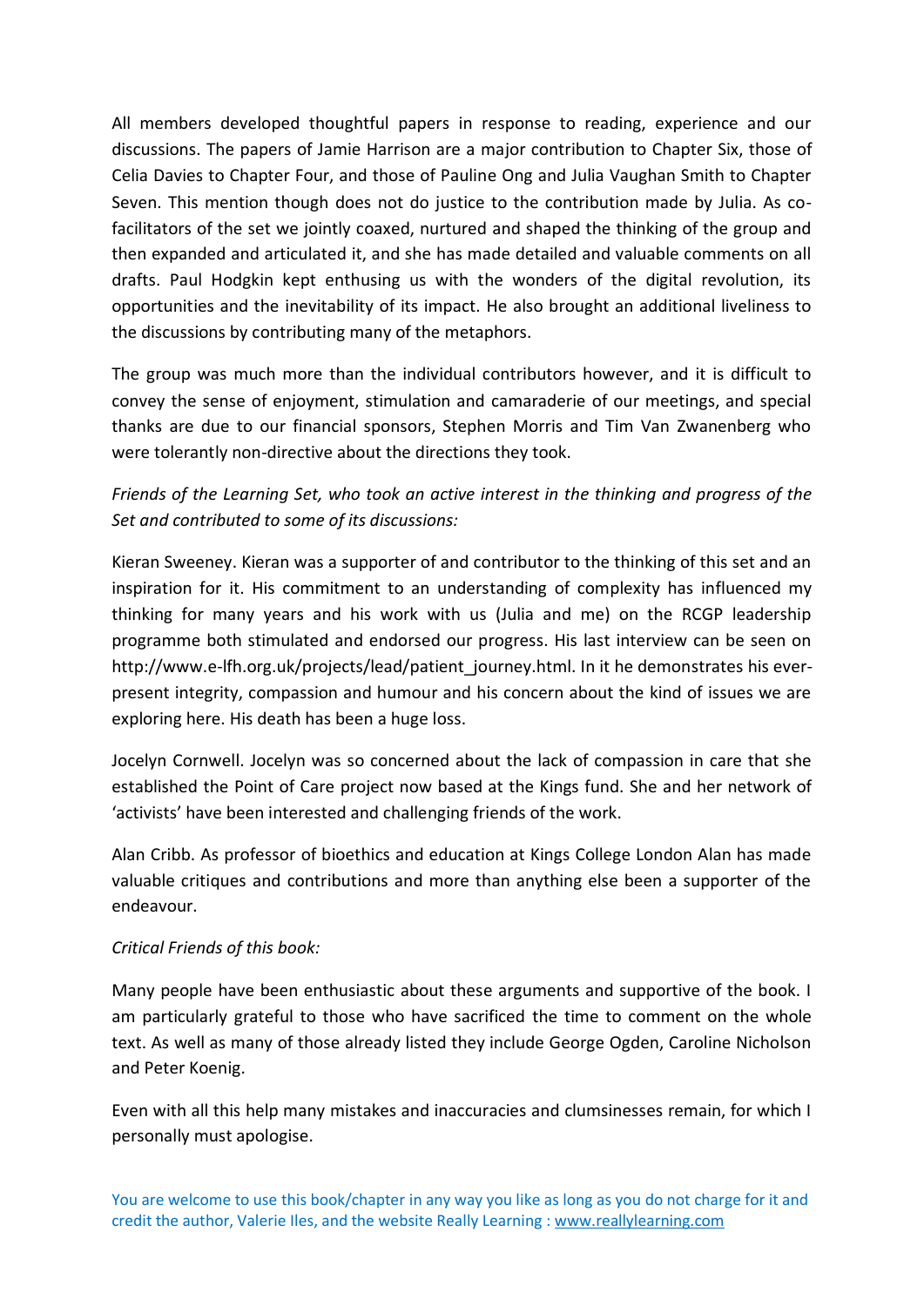All members developed thoughtful papers in response to reading, experience and our discussions. The papers of Jamie Harrison are a major contribution to Chapter Six, those of Celia Davies to Chapter Four, and those of Pauline Ong and Julia Vaughan Smith to Chapter Seven. This mention though does not do justice to the contribution made by Julia. As co-facilitators of the set we jointly coaxed, nurtured and shaped the thinking of the group and then expanded and articulated it, and she has made detailed and valuable comments on all drafts. Paul Hodgkin kept enthusing us with the wonders of the digital revolution, its opportunities and the inevitability of its impact. He also brought an additional liveliness to the discussions by contributing many of the metaphors.

The group was much more than the individual contributors however, and it is difficult to convey the sense of enjoyment, stimulation and camaraderie of our meetings, and special thanks are due to our financial sponsors, Stephen Morris and Tim Van Zwanenberg who were tolerantly non-directive about the directions they took.

*Friends of the Learning Set, who took an active interest in the thinking and progress of the Set and contributed to some of its discussions:*

Kieran Sweeney. Kieran was a supporter of and contributor to the thinking of this set and an inspiration for it. His commitment to an understanding of complexity has influenced my thinking for many years and his work with us (Julia and me) on the RCGP leadership programme both stimulated and endorsed our progress. His last interview can be seen on http://www.e-lfh.org.uk/projects/lead/patient_journey.html. In it he demonstrates his ever-present integrity, compassion and humour and his concern about the kind of issues we are exploring here. His death has been a huge loss.

Jocelyn Cornwell. Jocelyn was so concerned about the lack of compassion in care that she established the Point of Care project now based at the Kings fund. She and her network of 'activists' have been interested and challenging friends of the work.

Alan Cribb. As professor of bioethics and education at Kings College London Alan has made valuable critiques and contributions and more than anything else been a supporter of the endeavour.

*Critical Friends of this book:*

Many people have been enthusiastic about these arguments and supportive of the book. I am particularly grateful to those who have sacrificed the time to comment on the whole text. As well as many of those already listed they include George Ogden, Caroline Nicholson and Peter Koenig.

Even with all this help many mistakes and inaccuracies and clumsinesses remain, for which I personally must apologise.

You are welcome to use this book/chapter in any way you like as long as you do not charge for it and credit the author, Valerie Iles, and the website Really Learning : www.reallylearning.com